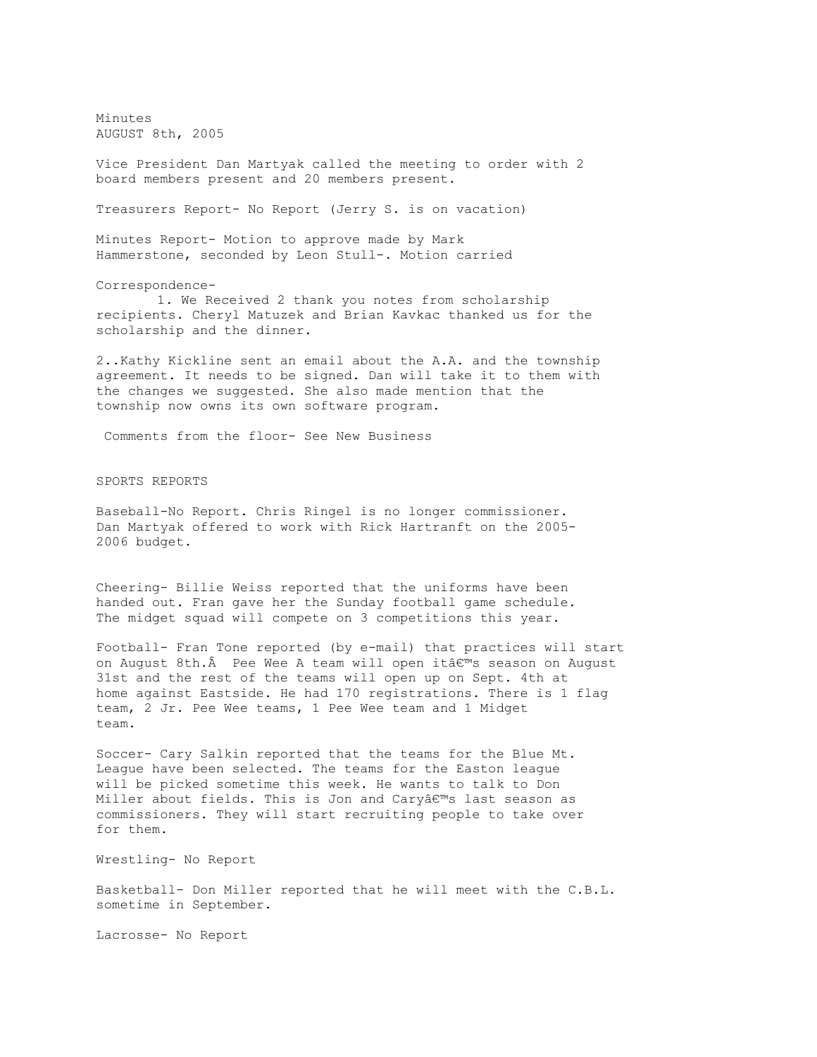Minutes
AUGUST 8th, 2005

Vice President Dan Martyak called the meeting to order with 2 board members present and 20 members present.

Treasurers Report- No Report (Jerry S. is on vacation)

Minutes Report- Motion to approve made by Mark Hammerstone, seconded by Leon Stull-. Motion carried

Correspondence-

1. We Received 2 thank you notes from scholarship recipients. Cheryl Matuzek and Brian Kavkac thanked us for the scholarship and the dinner.

2..Kathy Kickline sent an email about the A.A. and the township agreement. It needs to be signed. Dan will take it to them with the changes we suggested. She also made mention that the township now owns its own software program.

Comments from the floor- See New Business

SPORTS REPORTS

Baseball-No Report. Chris Ringel is no longer commissioner. Dan Martyak offered to work with Rick Hartranft on the 2005-2006 budget.

Cheering- Billie Weiss reported that the uniforms have been handed out. Fran gave her the Sunday football game schedule. The midget squad will compete on 3 competitions this year.

Football- Fran Tone reported (by e-mail) that practices will start on August 8th.Â  Pee Wee A team will open itâ€™s season on August 31st and the rest of the teams will open up on Sept. 4th at home against Eastside. He had 170 registrations. There is 1 flag team, 2 Jr. Pee Wee teams, 1 Pee Wee team and 1 Midget team.

Soccer- Cary Salkin reported that the teams for the Blue Mt. League have been selected. The teams for the Easton league will be picked sometime this week. He wants to talk to Don Miller about fields. This is Jon and Caryâ€™s last season as commissioners. They will start recruiting people to take over for them.

Wrestling- No Report

Basketball- Don Miller reported that he will meet with the C.B.L. sometime in September.

Lacrosse- No Report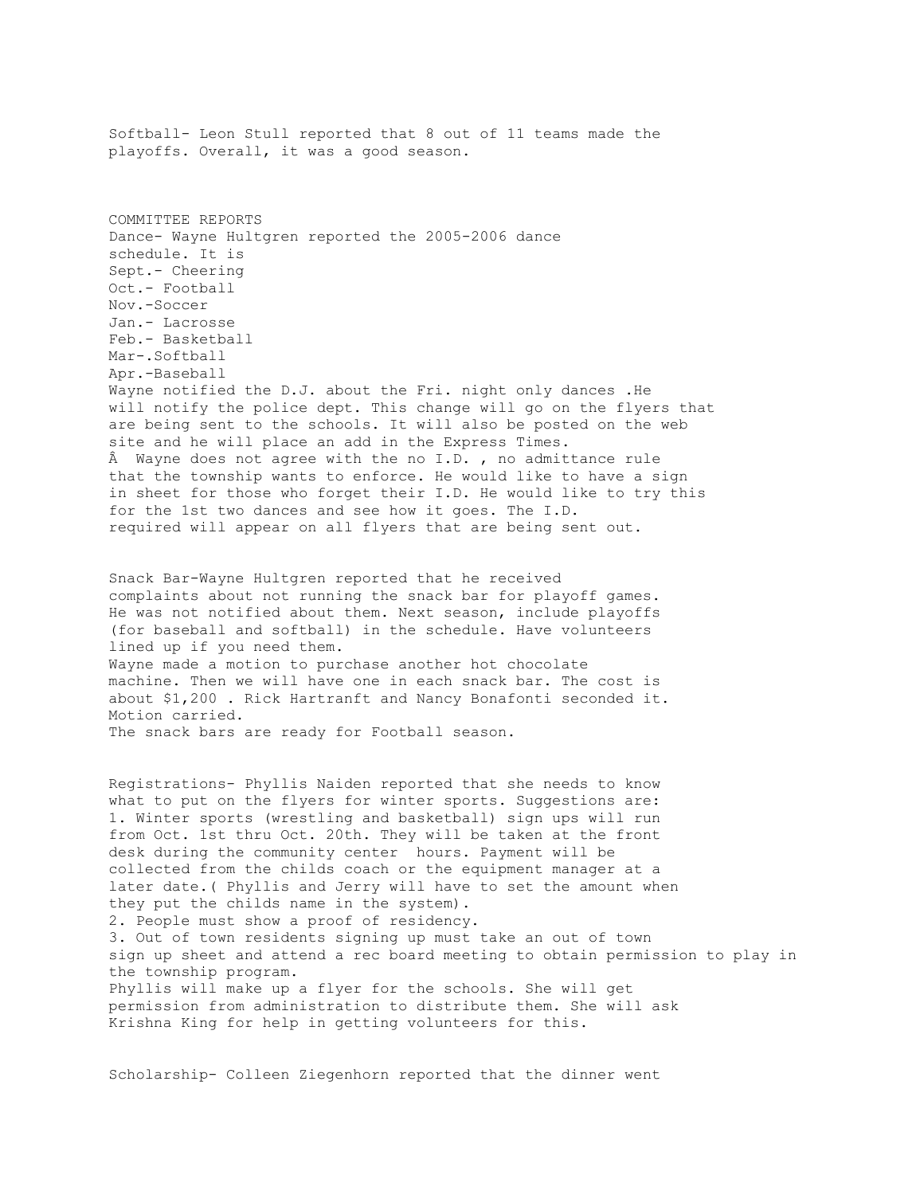Softball- Leon Stull reported that 8 out of 11 teams made the playoffs. Overall, it was a good season.

COMMITTEE REPORTS

Dance- Wayne Hultgren reported the 2005-2006 dance schedule. It is
Sept.- Cheering
Oct.- Football
Nov.-Soccer
Jan.- Lacrosse
Feb.- Basketball
Mar-.Softball
Apr.-Baseball

Wayne notified the D.J. about the Fri. night only dances .He will notify the police dept. This change will go on the flyers that are being sent to the schools. It will also be posted on the web site and he will place an add in the Express Times.

Â  Wayne does not agree with the no I.D. , no admittance rule that the township wants to enforce. He would like to have a sign in sheet for those who forget their I.D. He would like to try this for the 1st two dances and see how it goes. The I.D. required will appear on all flyers that are being sent out.

Snack Bar-Wayne Hultgren reported that he received complaints about not running the snack bar for playoff games. He was not notified about them. Next season, include playoffs (for baseball and softball) in the schedule. Have volunteers lined up if you need them.

Wayne made a motion to purchase another hot chocolate machine. Then we will have one in each snack bar. The cost is about $1,200 . Rick Hartranft and Nancy Bonafonti seconded it. Motion carried.

The snack bars are ready for Football season.

Registrations- Phyllis Naiden reported that she needs to know what to put on the flyers for winter sports. Suggestions are:

1. Winter sports (wrestling and basketball) sign ups will run from Oct. 1st thru Oct. 20th. They will be taken at the front desk during the community center hours. Payment will be collected from the childs coach or the equipment manager at a later date.( Phyllis and Jerry will have to set the amount when they put the childs name in the system).
2. People must show a proof of residency.
3. Out of town residents signing up must take an out of town sign up sheet and attend a rec board meeting to obtain permission to play in the township program.

Phyllis will make up a flyer for the schools. She will get permission from administration to distribute them. She will ask Krishna King for help in getting volunteers for this.

Scholarship- Colleen Ziegenhorn reported that the dinner went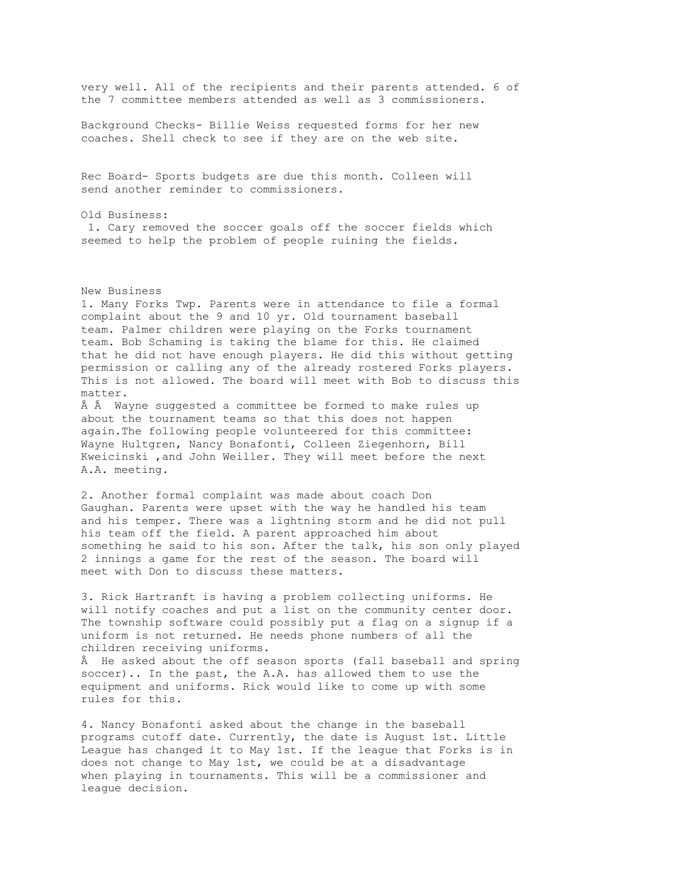very well. All of the recipients and their parents attended. 6 of the 7 committee members attended as well as 3 commissioners.

Background Checks- Billie Weiss requested forms for her new coaches. Shell check to see if they are on the web site.

Rec Board- Sports budgets are due this month. Colleen will send another reminder to commissioners.

Old Business:

1. Cary removed the soccer goals off the soccer fields which seemed to help the problem of people ruining the fields.

New Business

1. Many Forks Twp. Parents were in attendance to file a formal complaint about the 9 and 10 yr. Old tournament baseball team. Palmer children were playing on the Forks tournament team. Bob Schaming is taking the blame for this. He claimed that he did not have enough players. He did this without getting permission or calling any of the already rostered Forks players. This is not allowed. The board will meet with Bob to discuss this matter.

   Â Â  Wayne suggested a committee be formed to make rules up about the tournament teams so that this does not happen again.The following people volunteered for this committee: Wayne Hultgren, Nancy Bonafonti, Colleen Ziegenhorn, Bill Kweicinski ,and John Weiller. They will meet before the next A.A. meeting.

2. Another formal complaint was made about coach Don Gaughan. Parents were upset with the way he handled his team and his temper. There was a lightning storm and he did not pull his team off the field. A parent approached him about something he said to his son. After the talk, his son only played 2 innings a game for the rest of the season. The board will meet with Don to discuss these matters.

3. Rick Hartranft is having a problem collecting uniforms. He will notify coaches and put a list on the community center door. The township software could possibly put a flag on a signup if a uniform is not returned. He needs phone numbers of all the children receiving uniforms.

   Â  He asked about the off season sports (fall baseball and spring soccer).. In the past, the A.A. has allowed them to use the equipment and uniforms. Rick would like to come up with some rules for this.

4. Nancy Bonafonti asked about the change in the baseball programs cutoff date. Currently, the date is August 1st. Little League has changed it to May 1st. If the league that Forks is in does not change to May 1st, we could be at a disadvantage when playing in tournaments. This will be a commissioner and league decision.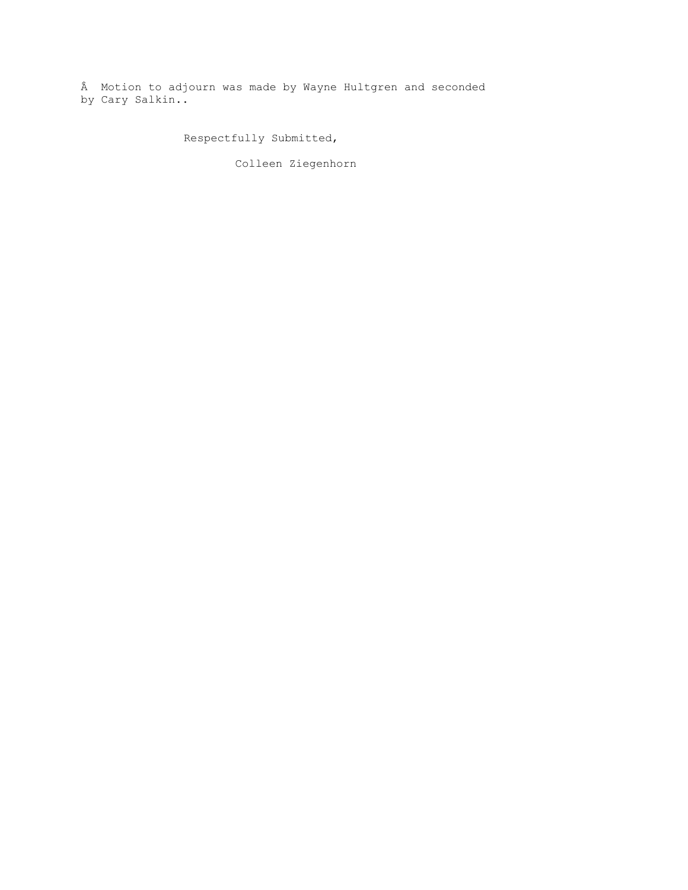Â  Motion to adjourn was made by Wayne Hultgren and seconded by Cary Salkin..

Respectfully Submitted,

Colleen Ziegenhorn